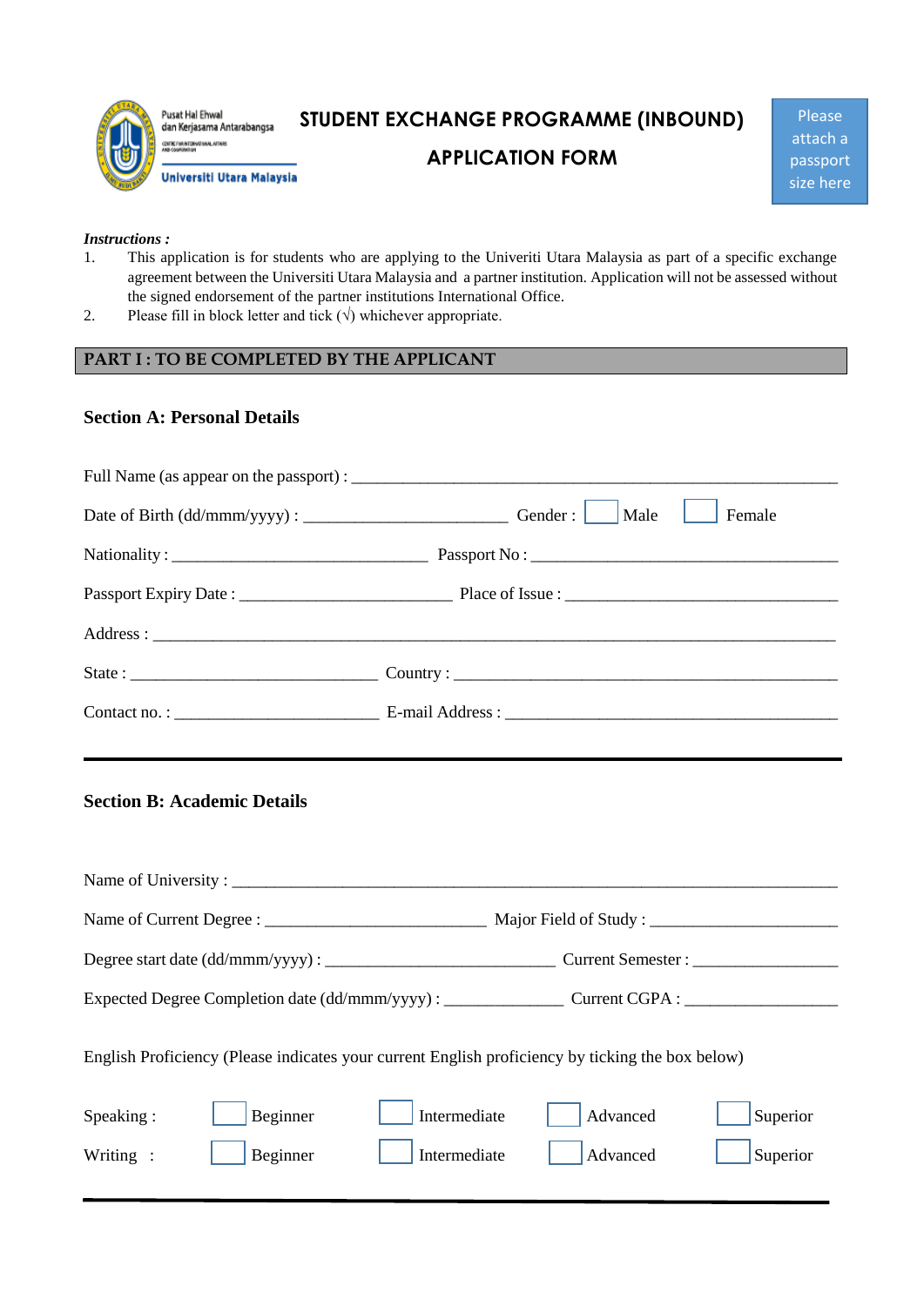Pusat Hal Ehwal dan Kerjasama Antarabangsa

Universiti Utara Malaysia

# STUDENT EXCHANGE PROGRAMME (INBOUND)

# APPLICATION FORM

Please attach a passport size here

***Instructions :***

1. This application is for students who are applying to the Univeriti Utara Malaysia as part of a specific exchange agreement between the Universiti Utara Malaysia and a partner institution. Application will not be assessed without the signed endorsement of the partner institutions International Office.
2. Please fill in block letter and tick (√) whichever appropriate.

## PART I : TO BE COMPLETED BY THE APPLICANT

### Section A: Personal Details

Full Name (as appear on the passport) : ____________________________________________________________

Date of Birth (dd/mmm/yyyy) : ________________________ Gender : ☐ Male ☐ Female

Nationality : ______________________________ Passport No : ______________________________________

Passport Expiry Date : _________________________ Place of Issue : ________________________________

Address : _________________________________________________________________________________

State : _____________________________ Country : _____________________________________________

Contact no. : ________________________ E-mail Address : _______________________________________

---

### Section B: Academic Details

Name of University : ______________________________________________________________________

Name of Current Degree : __________________________ Major Field of Study : ______________________

Degree start date (dd/mmm/yyyy) : ___________________________ Current Semester : ________________

Expected Degree Completion date (dd/mmm/yyyy) : ______________ Current CGPA : __________________

English Proficiency (Please indicates your current English proficiency by ticking the box below)

Speaking : ☐ Beginner ☐ Intermediate ☐ Advanced ☐ Superior

Writing : ☐ Beginner ☐ Intermediate ☐ Advanced ☐ Superior

---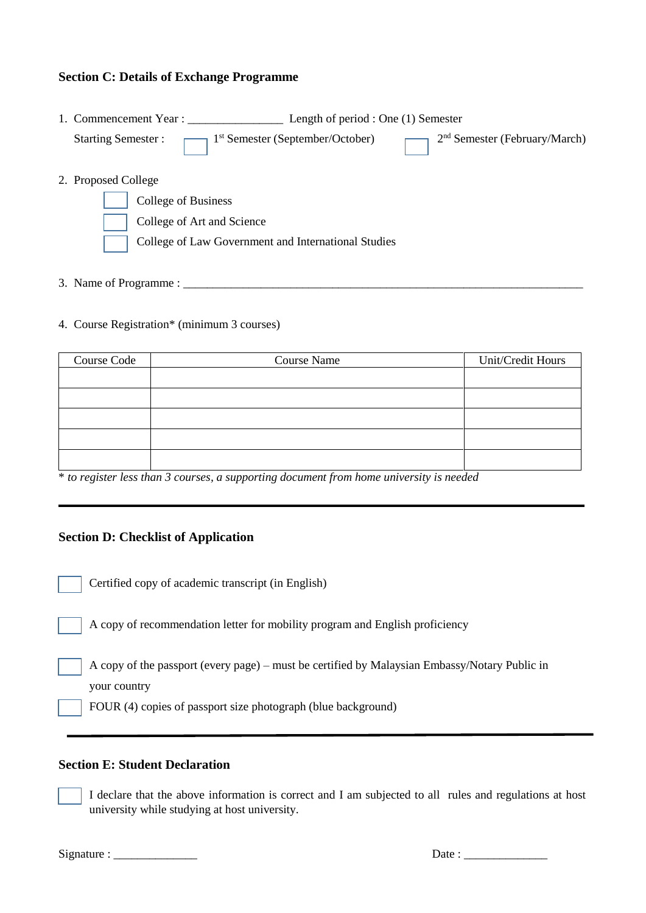## Section C: Details of Exchange Programme

1. Commencement Year : _______________ Length of period : One (1) Semester

   Starting Semester : ☐ 1st Semester (September/October) ☐ 2nd Semester (February/March)

2. Proposed College

   ☐ College of Business

   ☐ College of Art and Science

   ☐ College of Law Government and International Studies

3. Name of Programme : _______________________________________________________________

4. Course Registration* (minimum 3 courses)

| Course Code | Course Name | Unit/Credit Hours |
|---|---|---|
| | | |
| | | |
| | | |
| | | |
| | | |

*\* to register less than 3 courses, a supporting document from home university is needed*

---

## Section D: Checklist of Application

☐ Certified copy of academic transcript (in English)

☐ A copy of recommendation letter for mobility program and English proficiency

☐ A copy of the passport (every page) – must be certified by Malaysian Embassy/Notary Public in your country

☐ FOUR (4) copies of passport size photograph (blue background)

---

## Section E: Student Declaration

☐ I declare that the above information is correct and I am subjected to all rules and regulations at host university while studying at host university.

Signature : _____________ Date : _____________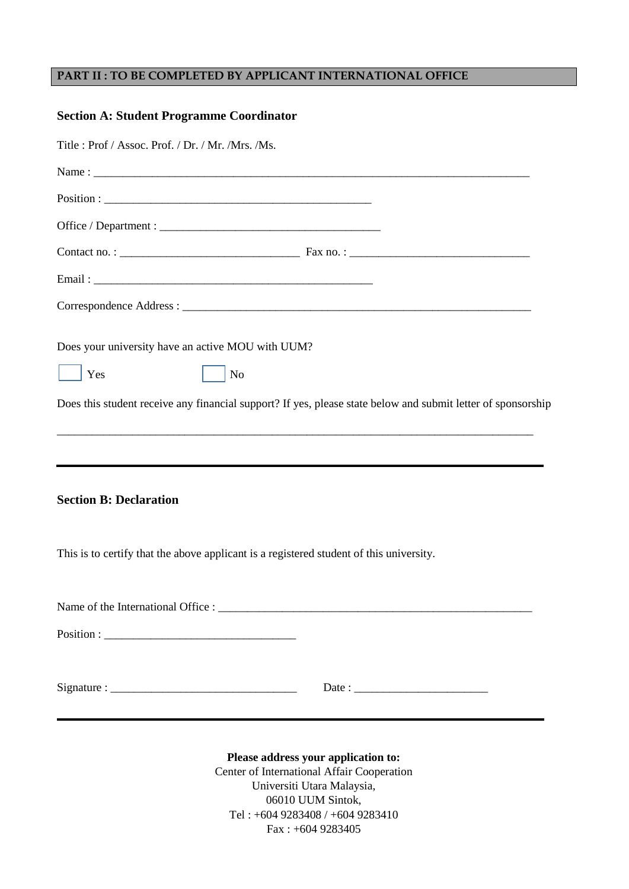**PART II : TO BE COMPLETED BY APPLICANT INTERNATIONAL OFFICE**

**Section A: Student Programme Coordinator**

Title : Prof / Assoc. Prof. / Dr. / Mr. /Mrs. /Ms.

Name : ______________________________________________________________________________

Position : _______________________________________________

Office / Department : _______________________________________

Contact no. : ______________________________ Fax no. : _______________________________

Email : _________________________________________________

Correspondence Address : ______________________________________________________________

Does your university have an active MOU with UUM?

☐ Yes ☐ No

Does this student receive any financial support? If yes, please state below and submit letter of sponsorship

_____________________________________________________________________________________

---

**Section B: Declaration**

This is to certify that the above applicant is a registered student of this university.

Name of the International Office : _______________________________________________________

Position : __________________________________

Signature : ________________________________ Date : _______________________

---

**Please address your application to:**

Center of International Affair Cooperation
Universiti Utara Malaysia,
06010 UUM Sintok,
Tel : +604 9283408 / +604 9283410
Fax : +604 9283405